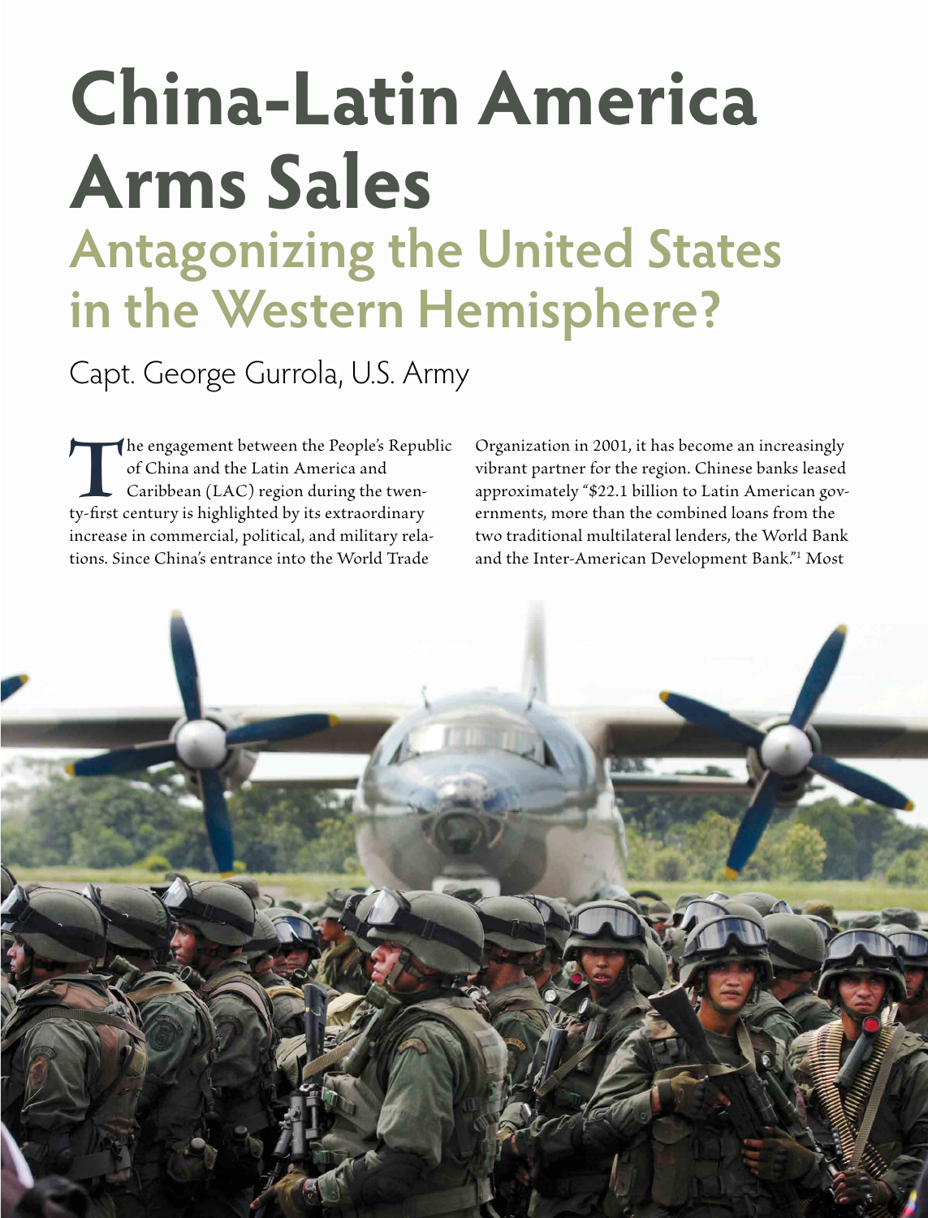# China-Latin America Arms Sales

## Antagonizing the United States in the Western Hemisphere?

Capt. George Gurrola, U.S. Army

The engagement between the People's Republic of China and the Latin America and Caribbean (LAC) region during the twenty-first century is highlighted by its extraordinary increase in commercial, political, and military relations. Since China's entrance into the World Trade Organization in 2001, it has become an increasingly vibrant partner for the region. Chinese banks leased approximately "$22.1 billion to Latin American governments, more than the combined loans from the two traditional multilateral lenders, the World Bank and the Inter-American Development Bank."[1] Most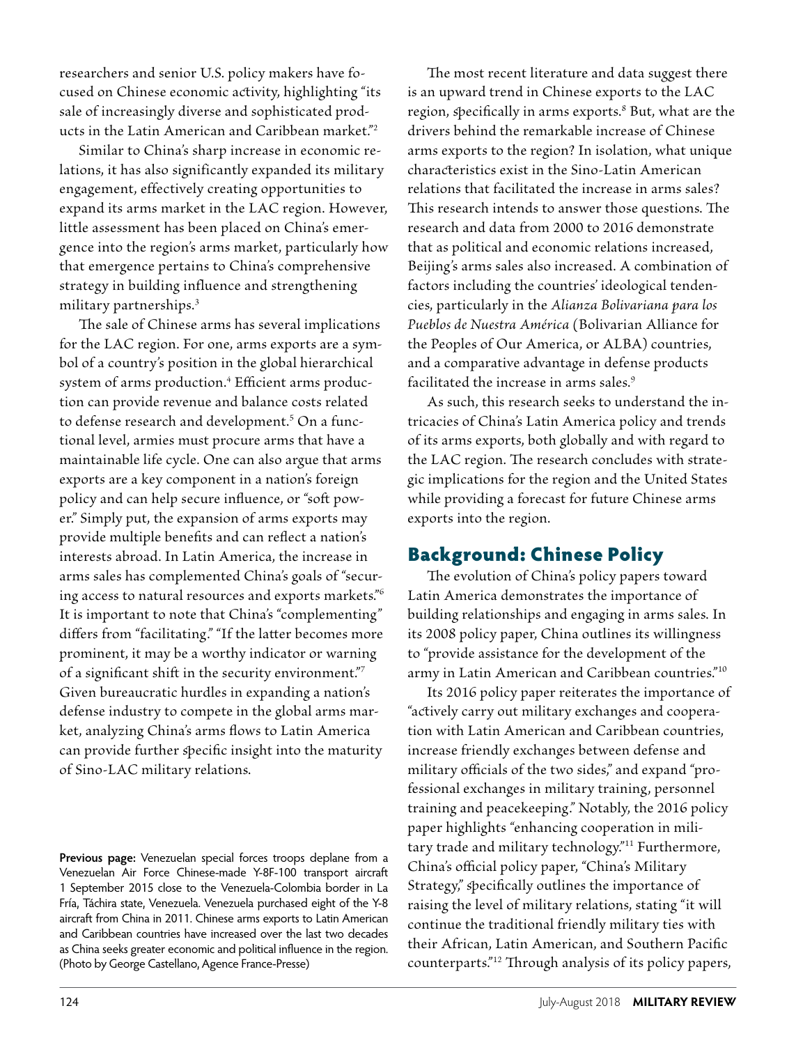researchers and senior U.S. policy makers have focused on Chinese economic activity, highlighting "its sale of increasingly diverse and sophisticated products in the Latin American and Caribbean market."[2]

Similar to China's sharp increase in economic relations, it has also significantly expanded its military engagement, effectively creating opportunities to expand its arms market in the LAC region. However, little assessment has been placed on China's emergence into the region's arms market, particularly how that emergence pertains to China's comprehensive strategy in building influence and strengthening military partnerships.[3]

The sale of Chinese arms has several implications for the LAC region. For one, arms exports are a symbol of a country's position in the global hierarchical system of arms production.[4] Efficient arms production can provide revenue and balance costs related to defense research and development.[5] On a functional level, armies must procure arms that have a maintainable life cycle. One can also argue that arms exports are a key component in a nation's foreign policy and can help secure influence, or "soft power." Simply put, the expansion of arms exports may provide multiple benefits and can reflect a nation's interests abroad. In Latin America, the increase in arms sales has complemented China's goals of "securing access to natural resources and exports markets."[6] It is important to note that China's "complementing" differs from "facilitating." "If the latter becomes more prominent, it may be a worthy indicator or warning of a significant shift in the security environment."[7] Given bureaucratic hurdles in expanding a nation's defense industry to compete in the global arms market, analyzing China's arms flows to Latin America can provide further specific insight into the maturity of Sino-LAC military relations.

**Previous page:** Venezuelan special forces troops deplane from a Venezuelan Air Force Chinese-made Y-8F-100 transport aircraft 1 September 2015 close to the Venezuela-Colombia border in La Fría, Táchira state, Venezuela. Venezuela purchased eight of the Y-8 aircraft from China in 2011. Chinese arms exports to Latin American and Caribbean countries have increased over the last two decades as China seeks greater economic and political influence in the region. (Photo by George Castellano, Agence France-Presse)

The most recent literature and data suggest there is an upward trend in Chinese exports to the LAC region, specifically in arms exports.[8] But, what are the drivers behind the remarkable increase of Chinese arms exports to the region? In isolation, what unique characteristics exist in the Sino-Latin American relations that facilitated the increase in arms sales? This research intends to answer those questions. The research and data from 2000 to 2016 demonstrate that as political and economic relations increased, Beijing's arms sales also increased. A combination of factors including the countries' ideological tendencies, particularly in the *Alianza Bolivariana para los Pueblos de Nuestra América* (Bolivarian Alliance for the Peoples of Our America, or ALBA) countries, and a comparative advantage in defense products facilitated the increase in arms sales.[9]

As such, this research seeks to understand the intricacies of China's Latin America policy and trends of its arms exports, both globally and with regard to the LAC region. The research concludes with strategic implications for the region and the United States while providing a forecast for future Chinese arms exports into the region.

## Background: Chinese Policy

The evolution of China's policy papers toward Latin America demonstrates the importance of building relationships and engaging in arms sales. In its 2008 policy paper, China outlines its willingness to "provide assistance for the development of the army in Latin American and Caribbean countries."[10]

Its 2016 policy paper reiterates the importance of "actively carry out military exchanges and cooperation with Latin American and Caribbean countries, increase friendly exchanges between defense and military officials of the two sides," and expand "professional exchanges in military training, personnel training and peacekeeping." Notably, the 2016 policy paper highlights "enhancing cooperation in military trade and military technology."[11] Furthermore, China's official policy paper, "China's Military Strategy," specifically outlines the importance of raising the level of military relations, stating "it will continue the traditional friendly military ties with their African, Latin American, and Southern Pacific counterparts."[12] Through analysis of its policy papers,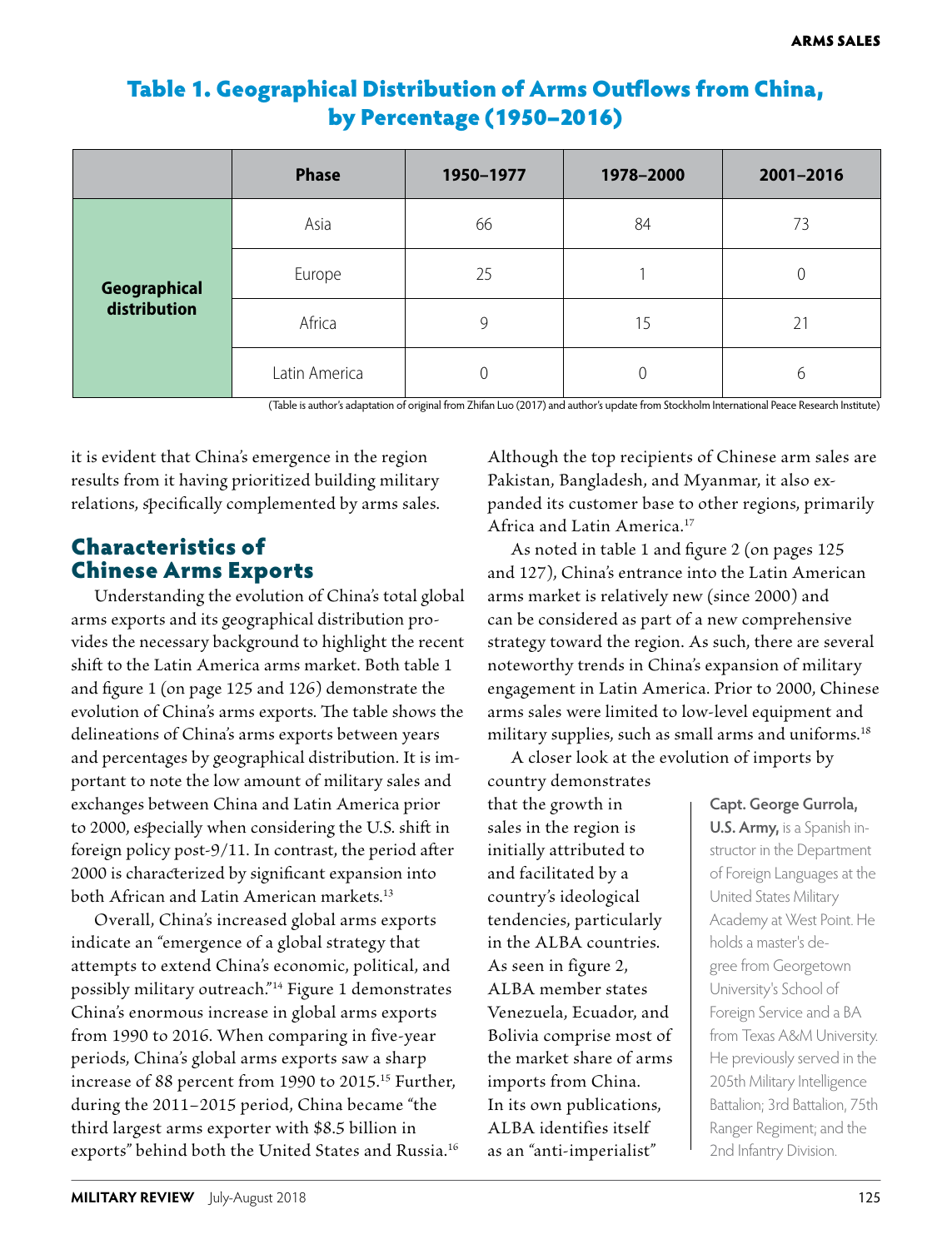## Table 1. Geographical Distribution of Arms Outflows from China, by Percentage (1950–2016)

| | Phase | 1950–1977 | 1978–2000 | 2001–2016 |
|---|---|---|---|---|
| **Geographical distribution** | Asia | 66 | 84 | 73 |
| | Europe | 25 | 1 | 0 |
| | Africa | 9 | 15 | 21 |
| | Latin America | 0 | 0 | 6 |

(Table is author's adaptation of original from Zhifan Luo (2017) and author's update from Stockholm International Peace Research Institute)

it is evident that China's emergence in the region results from it having prioritized building military relations, specifically complemented by arms sales.

## Characteristics of Chinese Arms Exports

Understanding the evolution of China's total global arms exports and its geographical distribution provides the necessary background to highlight the recent shift to the Latin America arms market. Both table 1 and figure 1 (on page 125 and 126) demonstrate the evolution of China's arms exports. The table shows the delineations of China's arms exports between years and percentages by geographical distribution. It is important to note the low amount of military sales and exchanges between China and Latin America prior to 2000, especially when considering the U.S. shift in foreign policy post-9/11. In contrast, the period after 2000 is characterized by significant expansion into both African and Latin American markets.[13]

Overall, China's increased global arms exports indicate an "emergence of a global strategy that attempts to extend China's economic, political, and possibly military outreach."[14] Figure 1 demonstrates China's enormous increase in global arms exports from 1990 to 2016. When comparing in five-year periods, China's global arms exports saw a sharp increase of 88 percent from 1990 to 2015.[15] Further, during the 2011–2015 period, China became "the third largest arms exporter with $8.5 billion in exports" behind both the United States and Russia.[16] Although the top recipients of Chinese arm sales are Pakistan, Bangladesh, and Myanmar, it also expanded its customer base to other regions, primarily Africa and Latin America.[17]

As noted in table 1 and figure 2 (on pages 125 and 127), China's entrance into the Latin American arms market is relatively new (since 2000) and can be considered as part of a new comprehensive strategy toward the region. As such, there are several noteworthy trends in China's expansion of military engagement in Latin America. Prior to 2000, Chinese arms sales were limited to low-level equipment and military supplies, such as small arms and uniforms.[18]

A closer look at the evolution of imports by country demonstrates that the growth in sales in the region is initially attributed to and facilitated by a country's ideological tendencies, particularly in the ALBA countries. As seen in figure 2, ALBA member states Venezuela, Ecuador, and Bolivia comprise most of the market share of arms imports from China. In its own publications, ALBA identifies itself as an "anti-imperialist"

**Capt. George Gurrola, U.S. Army,** is a Spanish instructor in the Department of Foreign Languages at the United States Military Academy at West Point. He holds a master's degree from Georgetown University's School of Foreign Service and a BA from Texas A&M University. He previously served in the 205th Military Intelligence Battalion; 3rd Battalion, 75th Ranger Regiment; and the 2nd Infantry Division.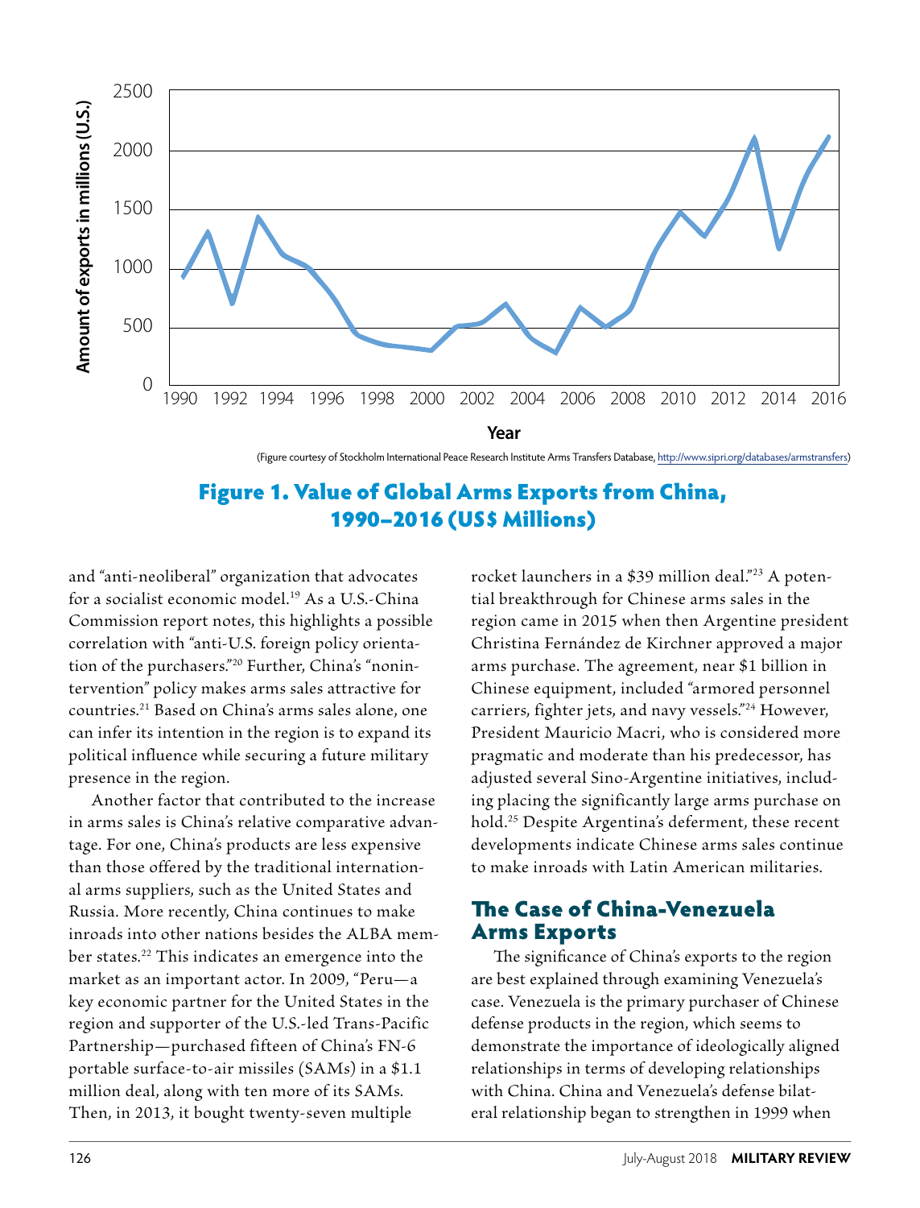(Figure courtesy of Stockholm International Peace Research Institute Arms Transfers Database, http://www.sipri.org/databases/armstransfers)

**Figure 1. Value of Global Arms Exports from China, 1990–2016 (US$ Millions)**

and "anti-neoliberal" organization that advocates for a socialist economic model.[19] As a U.S.-China Commission report notes, this highlights a possible correlation with "anti-U.S. foreign policy orientation of the purchasers."[20] Further, China's "nonintervention" policy makes arms sales attractive for countries.[21] Based on China's arms sales alone, one can infer its intention in the region is to expand its political influence while securing a future military presence in the region.

Another factor that contributed to the increase in arms sales is China's relative comparative advantage. For one, China's products are less expensive than those offered by the traditional international arms suppliers, such as the United States and Russia. More recently, China continues to make inroads into other nations besides the ALBA member states.[22] This indicates an emergence into the market as an important actor. In 2009, "Peru—a key economic partner for the United States in the region and supporter of the U.S.-led Trans-Pacific Partnership—purchased fifteen of China's FN-6 portable surface-to-air missiles (SAMs) in a $1.1 million deal, along with ten more of its SAMs. Then, in 2013, it bought twenty-seven multiple rocket launchers in a $39 million deal."[23] A potential breakthrough for Chinese arms sales in the region came in 2015 when then Argentine president Christina Fernández de Kirchner approved a major arms purchase. The agreement, near $1 billion in Chinese equipment, included "armored personnel carriers, fighter jets, and navy vessels."[24] However, President Mauricio Macri, who is considered more pragmatic and moderate than his predecessor, has adjusted several Sino-Argentine initiatives, including placing the significantly large arms purchase on hold.[25] Despite Argentina's deferment, these recent developments indicate Chinese arms sales continue to make inroads with Latin American militaries.

## The Case of China-Venezuela Arms Exports

The significance of China's exports to the region are best explained through examining Venezuela's case. Venezuela is the primary purchaser of Chinese defense products in the region, which seems to demonstrate the importance of ideologically aligned relationships in terms of developing relationships with China. China and Venezuela's defense bilateral relationship began to strengthen in 1999 when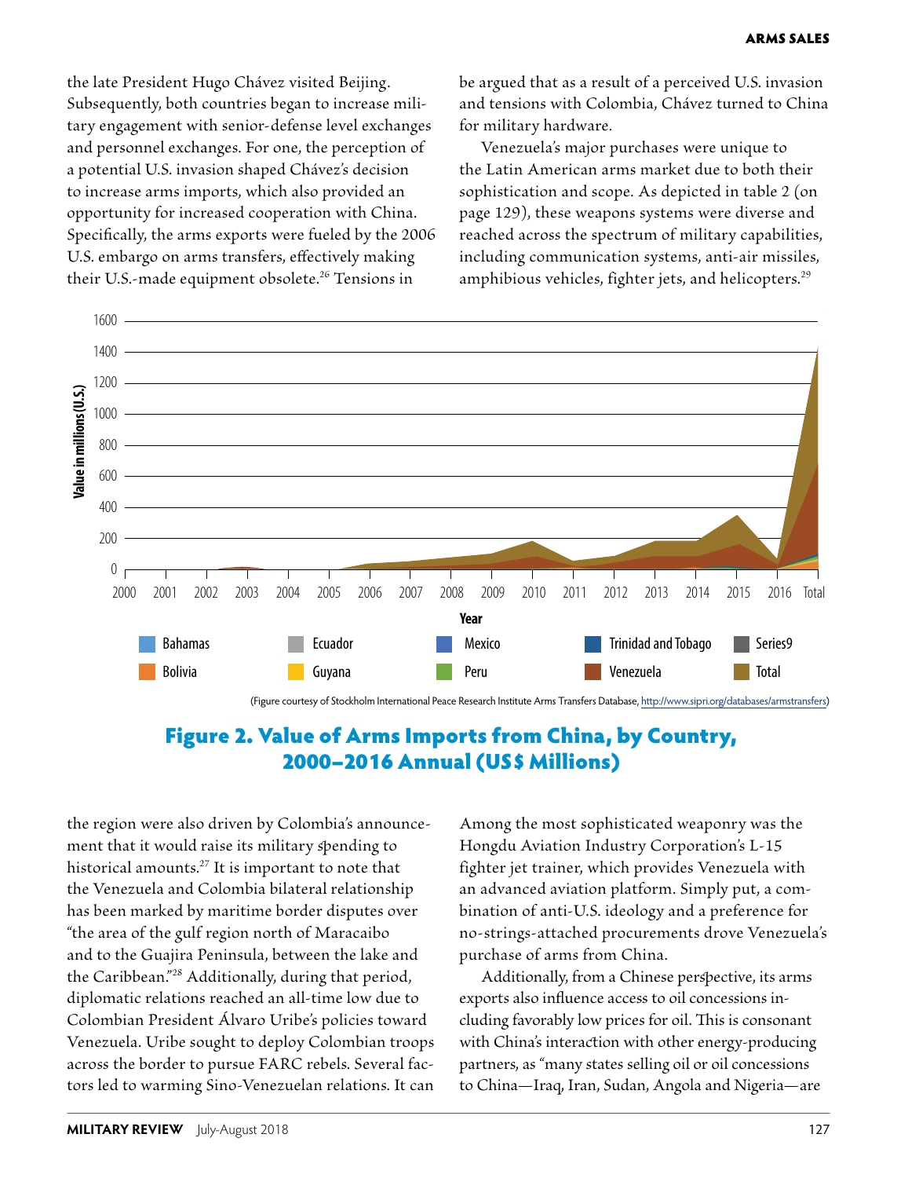the late President Hugo Chávez visited Beijing. Subsequently, both countries began to increase military engagement with senior-defense level exchanges and personnel exchanges. For one, the perception of a potential U.S. invasion shaped Chávez's decision to increase arms imports, which also provided an opportunity for increased cooperation with China. Specifically, the arms exports were fueled by the 2006 U.S. embargo on arms transfers, effectively making their U.S.-made equipment obsolete.[26] Tensions in the region were also driven by Colombia's announcement that it would raise its military spending to historical amounts.[27] It is important to note that the Venezuela and Colombia bilateral relationship has been marked by maritime border disputes over "the area of the gulf region north of Maracaibo and to the Guajira Peninsula, between the lake and the Caribbean."[28] Additionally, during that period, diplomatic relations reached an all-time low due to Colombian President Álvaro Uribe's policies toward Venezuela. Uribe sought to deploy Colombian troops across the border to pursue FARC rebels. Several factors led to warming Sino-Venezuelan relations. It can be argued that as a result of a perceived U.S. invasion and tensions with Colombia, Chávez turned to China for military hardware.

Venezuela's major purchases were unique to the Latin American arms market due to both their sophistication and scope. As depicted in table 2 (on page 129), these weapons systems were diverse and reached across the spectrum of military capabilities, including communication systems, anti-air missiles, amphibious vehicles, fighter jets, and helicopters.[29]

(Figure courtesy of Stockholm International Peace Research Institute Arms Transfers Database, http://www.sipri.org/databases/armstransfers)

**Figure 2. Value of Arms Imports from China, by Country, 2000–2016 Annual (US$ Millions)**

Among the most sophisticated weaponry was the Hongdu Aviation Industry Corporation's L-15 fighter jet trainer, which provides Venezuela with an advanced aviation platform. Simply put, a combination of anti-U.S. ideology and a preference for no-strings-attached procurements drove Venezuela's purchase of arms from China.

Additionally, from a Chinese perspective, its arms exports also influence access to oil concessions including favorably low prices for oil. This is consonant with China's interaction with other energy-producing partners, as "many states selling oil or oil concessions to China—Iraq, Iran, Sudan, Angola and Nigeria—are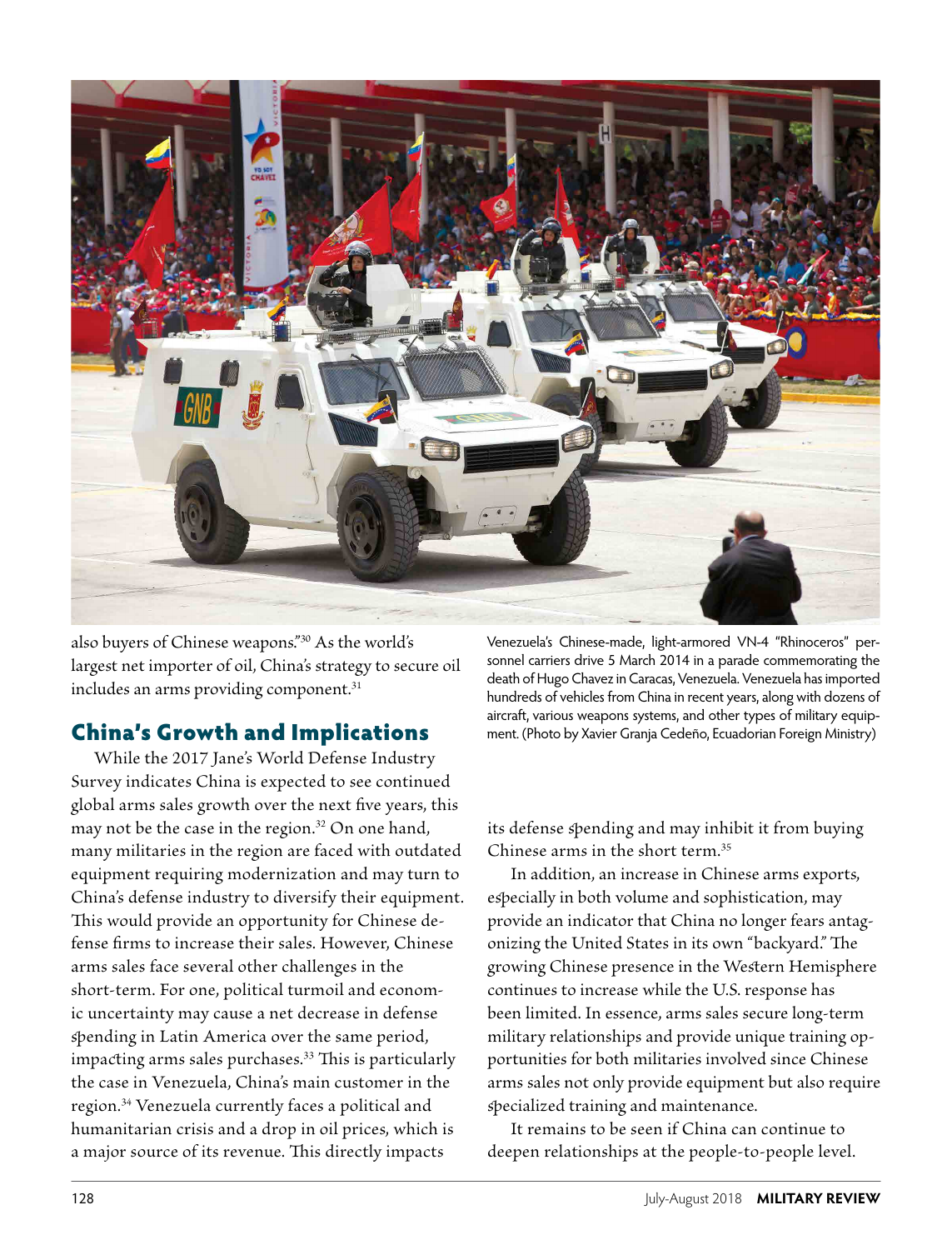also buyers of Chinese weapons."[30] As the world's largest net importer of oil, China's strategy to secure oil includes an arms providing component.[31]

Venezuela's Chinese-made, light-armored VN-4 "Rhinoceros" personnel carriers drive 5 March 2014 in a parade commemorating the death of Hugo Chavez in Caracas, Venezuela. Venezuela has imported hundreds of vehicles from China in recent years, along with dozens of aircraft, various weapons systems, and other types of military equipment. (Photo by Xavier Granja Cedeño, Ecuadorian Foreign Ministry)

## China's Growth and Implications

While the 2017 Jane's World Defense Industry Survey indicates China is expected to see continued global arms sales growth over the next five years, this may not be the case in the region.[32] On one hand, many militaries in the region are faced with outdated equipment requiring modernization and may turn to China's defense industry to diversify their equipment. This would provide an opportunity for Chinese defense firms to increase their sales. However, Chinese arms sales face several other challenges in the short-term. For one, political turmoil and economic uncertainty may cause a net decrease in defense spending in Latin America over the same period, impacting arms sales purchases.[33] This is particularly the case in Venezuela, China's main customer in the region.[34] Venezuela currently faces a political and humanitarian crisis and a drop in oil prices, which is a major source of its revenue. This directly impacts its defense spending and may inhibit it from buying Chinese arms in the short term.[35]

In addition, an increase in Chinese arms exports, especially in both volume and sophistication, may provide an indicator that China no longer fears antagonizing the United States in its own "backyard." The growing Chinese presence in the Western Hemisphere continues to increase while the U.S. response has been limited. In essence, arms sales secure long-term military relationships and provide unique training opportunities for both militaries involved since Chinese arms sales not only provide equipment but also require specialized training and maintenance.

It remains to be seen if China can continue to deepen relationships at the people-to-people level.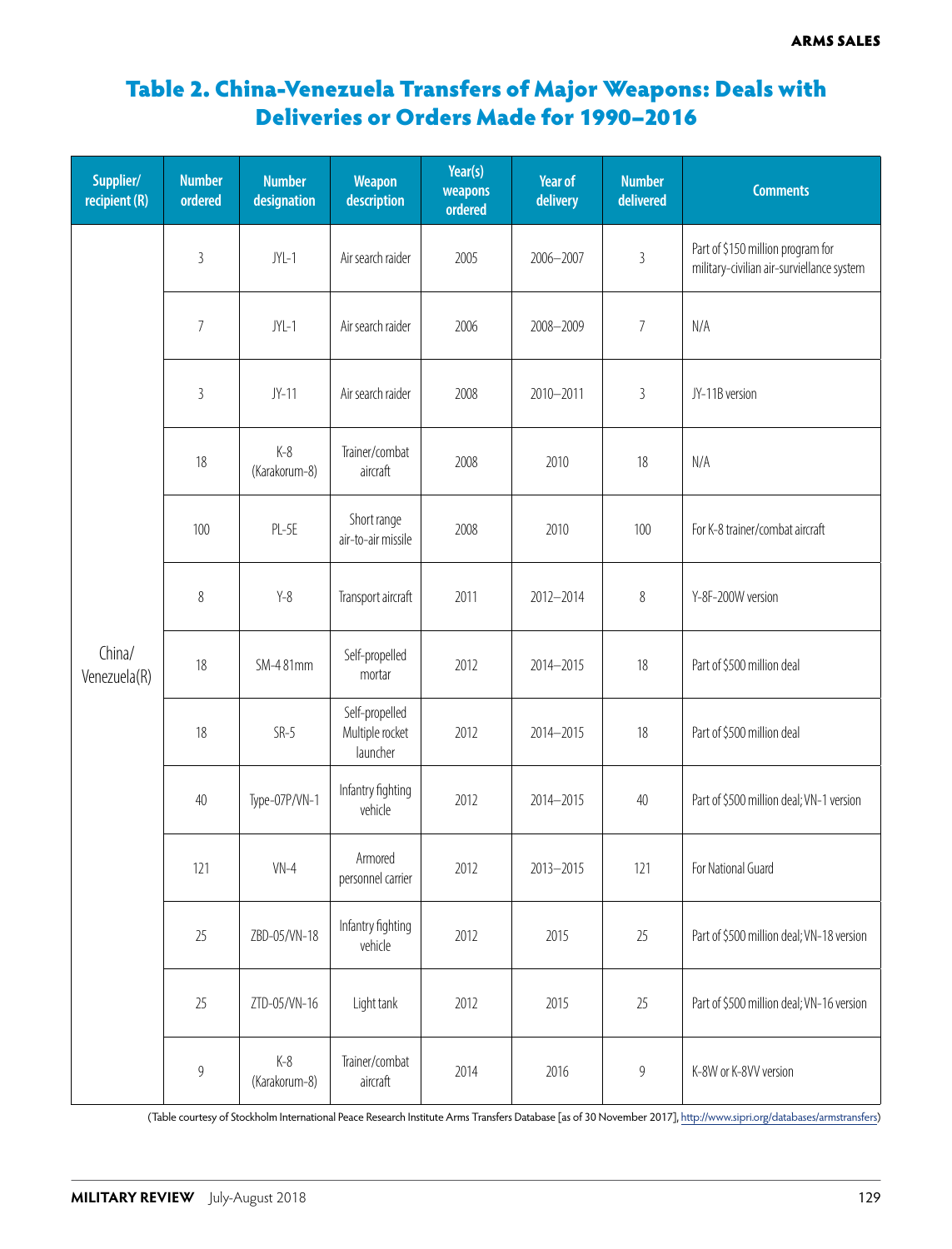## Table 2. China-Venezuela Transfers of Major Weapons: Deals with Deliveries or Orders Made for 1990–2016

| Supplier/ recipient (R) | Number ordered | Number designation | Weapon description | Year(s) weapons ordered | Year of delivery | Number delivered | Comments |
|---|---|---|---|---|---|---|---|
| China/ Venezuela(R) | 3 | JYL-1 | Air search raider | 2005 | 2006–2007 | 3 | Part of $150 million program for military-civilian air-surviellance system |
| | 7 | JYL-1 | Air search raider | 2006 | 2008–2009 | 7 | N/A |
| | 3 | JY-11 | Air search raider | 2008 | 2010–2011 | 3 | JY-11B version |
| | 18 | K-8 (Karakorum-8) | Trainer/combat aircraft | 2008 | 2010 | 18 | N/A |
| | 100 | PL-5E | Short range air-to-air missile | 2008 | 2010 | 100 | For K-8 trainer/combat aircraft |
| | 8 | Y-8 | Transport aircraft | 2011 | 2012–2014 | 8 | Y-8F-200W version |
| | 18 | SM-4 81mm | Self-propelled mortar | 2012 | 2014–2015 | 18 | Part of $500 million deal |
| | 18 | SR-5 | Self-propelled Multiple rocket launcher | 2012 | 2014–2015 | 18 | Part of $500 million deal |
| | 40 | Type-07P/VN-1 | Infantry fighting vehicle | 2012 | 2014–2015 | 40 | Part of $500 million deal; VN-1 version |
| | 121 | VN-4 | Armored personnel carrier | 2012 | 2013–2015 | 121 | For National Guard |
| | 25 | ZBD-05/VN-18 | Infantry fighting vehicle | 2012 | 2015 | 25 | Part of $500 million deal; VN-18 version |
| | 25 | ZTD-05/VN-16 | Light tank | 2012 | 2015 | 25 | Part of $500 million deal; VN-16 version |
| | 9 | K-8 (Karakorum-8) | Trainer/combat aircraft | 2014 | 2016 | 9 | K-8W or K-8VV version |

(Table courtesy of Stockholm International Peace Research Institute Arms Transfers Database [as of 30 November 2017], http://www.sipri.org/databases/armstransfers)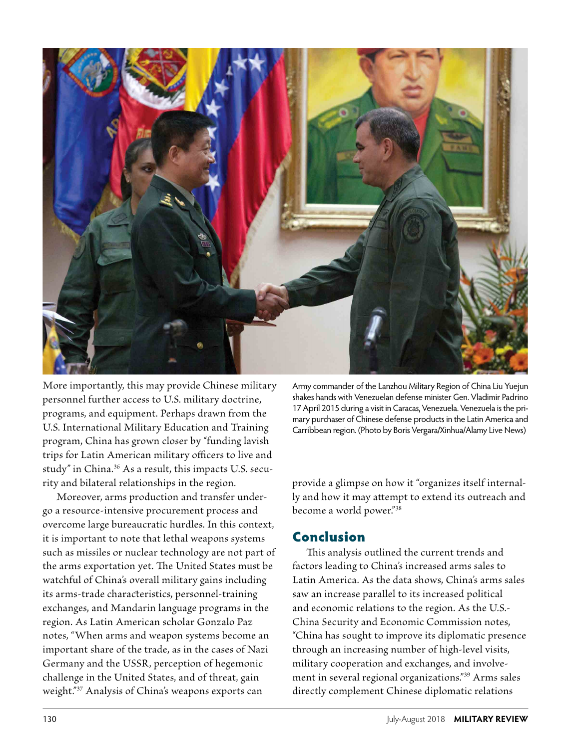More importantly, this may provide Chinese military personnel further access to U.S. military doctrine, programs, and equipment. Perhaps drawn from the U.S. International Military Education and Training program, China has grown closer by "funding lavish trips for Latin American military officers to live and study" in China.[36] As a result, this impacts U.S. security and bilateral relationships in the region.

Moreover, arms production and transfer undergo a resource-intensive procurement process and overcome large bureaucratic hurdles. In this context, it is important to note that lethal weapons systems such as missiles or nuclear technology are not part of the arms exportation yet. The United States must be watchful of China's overall military gains including its arms-trade characteristics, personnel-training exchanges, and Mandarin language programs in the region. As Latin American scholar Gonzalo Paz notes, "When arms and weapon systems become an important share of the trade, as in the cases of Nazi Germany and the USSR, perception of hegemonic challenge in the United States, and of threat, gain weight."[37] Analysis of China's weapons exports can provide a glimpse on how it "organizes itself internally and how it may attempt to extend its outreach and become a world power."[38]

Army commander of the Lanzhou Military Region of China Liu Yuejun shakes hands with Venezuelan defense minister Gen. Vladimir Padrino 17 April 2015 during a visit in Caracas, Venezuela. Venezuela is the primary purchaser of Chinese defense products in the Latin America and Carribbean region. (Photo by Boris Vergara/Xinhua/Alamy Live News)

## Conclusion

This analysis outlined the current trends and factors leading to China's increased arms sales to Latin America. As the data shows, China's arms sales saw an increase parallel to its increased political and economic relations to the region. As the U.S.-China Security and Economic Commission notes, "China has sought to improve its diplomatic presence through an increasing number of high-level visits, military cooperation and exchanges, and involvement in several regional organizations."[39] Arms sales directly complement Chinese diplomatic relations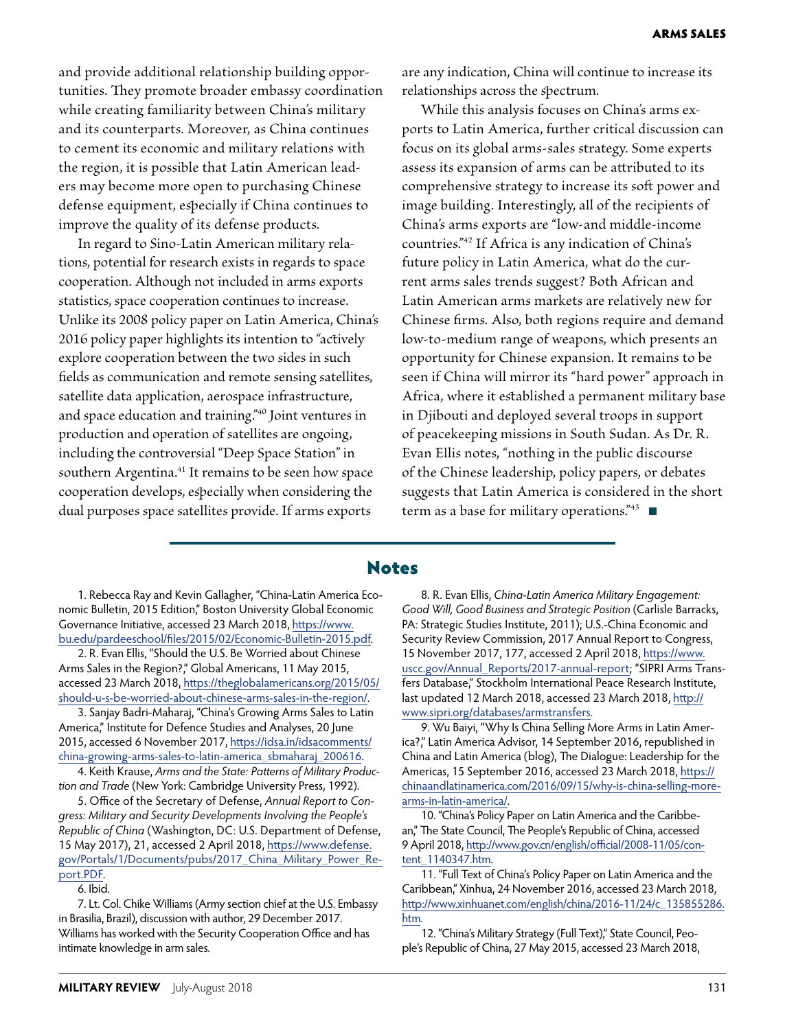and provide additional relationship building opportunities. They promote broader embassy coordination while creating familiarity between China's military and its counterparts. Moreover, as China continues to cement its economic and military relations with the region, it is possible that Latin American leaders may become more open to purchasing Chinese defense equipment, especially if China continues to improve the quality of its defense products.

In regard to Sino-Latin American military relations, potential for research exists in regards to space cooperation. Although not included in arms exports statistics, space cooperation continues to increase. Unlike its 2008 policy paper on Latin America, China's 2016 policy paper highlights its intention to "actively explore cooperation between the two sides in such fields as communication and remote sensing satellites, satellite data application, aerospace infrastructure, and space education and training."[40] Joint ventures in production and operation of satellites are ongoing, including the controversial "Deep Space Station" in southern Argentina.[41] It remains to be seen how space cooperation develops, especially when considering the dual purposes space satellites provide. If arms exports are any indication, China will continue to increase its relationships across the spectrum.

While this analysis focuses on China's arms exports to Latin America, further critical discussion can focus on its global arms-sales strategy. Some experts assess its expansion of arms can be attributed to its comprehensive strategy to increase its soft power and image building. Interestingly, all of the recipients of China's arms exports are "low-and middle-income countries."[42] If Africa is any indication of China's future policy in Latin America, what do the current arms sales trends suggest? Both African and Latin American arms markets are relatively new for Chinese firms. Also, both regions require and demand low-to-medium range of weapons, which presents an opportunity for Chinese expansion. It remains to be seen if China will mirror its "hard power" approach in Africa, where it established a permanent military base in Djibouti and deployed several troops in support of peacekeeping missions in South Sudan. As Dr. R. Evan Ellis notes, "nothing in the public discourse of the Chinese leadership, policy papers, or debates suggests that Latin America is considered in the short term as a base for military operations."[43] ■

## Notes

1. Rebecca Ray and Kevin Gallagher, "China-Latin America Economic Bulletin, 2015 Edition," Boston University Global Economic Governance Initiative, accessed 23 March 2018, https://www.bu.edu/pardeeschool/files/2015/02/Economic-Bulletin-2015.pdf.

2. R. Evan Ellis, "Should the U.S. Be Worried about Chinese Arms Sales in the Region?," Global Americans, 11 May 2015, accessed 23 March 2018, https://theglobalamericans.org/2015/05/should-u-s-be-worried-about-chinese-arms-sales-in-the-region/.

3. Sanjay Badri-Maharaj, "China's Growing Arms Sales to Latin America," Institute for Defence Studies and Analyses, 20 June 2015, accessed 6 November 2017, https://idsa.in/idsacomments/china-growing-arms-sales-to-latin-america_sbmaharaj_200616.

4. Keith Krause, *Arms and the State: Patterns of Military Production and Trade* (New York: Cambridge University Press, 1992).

5. Office of the Secretary of Defense, *Annual Report to Congress: Military and Security Developments Involving the People's Republic of China* (Washington, DC: U.S. Department of Defense, 15 May 2017), 21, accessed 2 April 2018, https://www.defense.gov/Portals/1/Documents/pubs/2017_China_Military_Power_Report.PDF.

6. Ibid.

7. Lt. Col. Chike Williams (Army section chief at the U.S. Embassy in Brasilia, Brazil), discussion with author, 29 December 2017. Williams has worked with the Security Cooperation Office and has intimate knowledge in arm sales.

8. R. Evan Ellis, *China-Latin America Military Engagement: Good Will, Good Business and Strategic Position* (Carlisle Barracks, PA: Strategic Studies Institute, 2011); U.S.-China Economic and Security Review Commission, 2017 Annual Report to Congress, 15 November 2017, 177, accessed 2 April 2018, https://www.uscc.gov/Annual_Reports/2017-annual-report; "SIPRI Arms Transfers Database," Stockholm International Peace Research Institute, last updated 12 March 2018, accessed 23 March 2018, http://www.sipri.org/databases/armstransfers.

9. Wu Baiyi, "Why Is China Selling More Arms in Latin America?," Latin America Advisor, 14 September 2016, republished in China and Latin America (blog), The Dialogue: Leadership for the Americas, 15 September 2016, accessed 23 March 2018, https://chinaandlatinamerica.com/2016/09/15/why-is-china-selling-more-arms-in-latin-america/.

10. "China's Policy Paper on Latin America and the Caribbean," The State Council, The People's Republic of China, accessed 9 April 2018, http://www.gov.cn/english/official/2008-11/05/content_1140347.htm.

11. "Full Text of China's Policy Paper on Latin America and the Caribbean," Xinhua, 24 November 2016, accessed 23 March 2018, http://www.xinhuanet.com/english/china/2016-11/24/c_135855286.htm.

12. "China's Military Strategy (Full Text)," State Council, People's Republic of China, 27 May 2015, accessed 23 March 2018,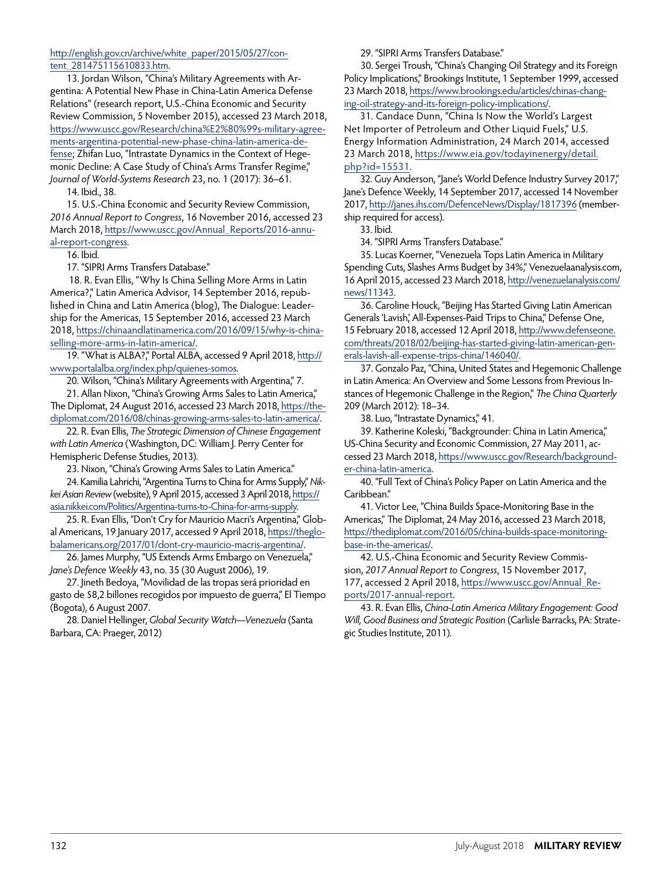http://english.gov.cn/archive/white_paper/2015/05/27/content_281475115610833.htm.

13. Jordan Wilson, "China's Military Agreements with Argentina: A Potential New Phase in China-Latin America Defense Relations" (research report, U.S.-China Economic and Security Review Commission, 5 November 2015), accessed 23 March 2018, https://www.uscc.gov/Research/china%E2%80%99s-military-agreements-argentina-potential-new-phase-china-latin-america-defense; Zhifan Luo, "Intrastate Dynamics in the Context of Hegemonic Decline: A Case Study of China's Arms Transfer Regime," *Journal of World-Systems Research* 23, no. 1 (2017): 36–61.

14. Ibid., 38.

15. U.S.-China Economic and Security Review Commission, *2016 Annual Report to Congress*, 16 November 2016, accessed 23 March 2018, https://www.uscc.gov/Annual_Reports/2016-annual-report-congress.

16. Ibid.

17. "SIPRI Arms Transfers Database."

18. R. Evan Ellis, "Why Is China Selling More Arms in Latin America?," Latin America Advisor, 14 September 2016, republished in China and Latin America (blog), The Dialogue: Leadership for the Americas, 15 September 2016, accessed 23 March 2018, https://chinaandlatinamerica.com/2016/09/15/why-is-china-selling-more-arms-in-latin-america/.

19. "What is ALBA?," Portal ALBA, accessed 9 April 2018, http://www.portalalba.org/index.php/quienes-somos.

20. Wilson, "China's Military Agreements with Argentina," 7.

21. Allan Nixon, "China's Growing Arms Sales to Latin America," The Diplomat, 24 August 2016, accessed 23 March 2018, https://thediplomat.com/2016/08/chinas-growing-arms-sales-to-latin-america/.

22. R. Evan Ellis, *The Strategic Dimension of Chinese Engagement with Latin America* (Washington, DC: William J. Perry Center for Hemispheric Defense Studies, 2013).

23. Nixon, "China's Growing Arms Sales to Latin America."

24. Kamilia Lahrichi, "Argentina Turns to China for Arms Supply," *Nikkei Asian Review* (website), 9 April 2015, accessed 3 April 2018, https://asia.nikkei.com/Politics/Argentina-turns-to-China-for-arms-supply.

25. R. Evan Ellis, "Don't Cry for Mauricio Macri's Argentina," Global Americans, 19 January 2017, accessed 9 April 2018, https://theglobalamericans.org/2017/01/dont-cry-mauricio-macris-argentina/.

26. James Murphy, "US Extends Arms Embargo on Venezuela," *Jane's Defence Weekly* 43, no. 35 (30 August 2006), 19.

27. Jineth Bedoya, "Movilidad de las tropas será prioridad en gasto de $8,2 billones recogidos por impuesto de guerra," El Tiempo (Bogota), 6 August 2007.

28. Daniel Hellinger, *Global Security Watch—Venezuela* (Santa Barbara, CA: Praeger, 2012)

29. "SIPRI Arms Transfers Database."

30. Sergei Troush, "China's Changing Oil Strategy and its Foreign Policy Implications," Brookings Institute, 1 September 1999, accessed 23 March 2018, https://www.brookings.edu/articles/chinas-changing-oil-strategy-and-its-foreign-policy-implications/.

31. Candace Dunn, "China Is Now the World's Largest Net Importer of Petroleum and Other Liquid Fuels," U.S. Energy Information Administration, 24 March 2014, accessed 23 March 2018, https://www.eia.gov/todayinenergy/detail.php?id=15531.

32. Guy Anderson, "Jane's World Defence Industry Survey 2017," Jane's Defence Weekly, 14 September 2017, accessed 14 November 2017, http://janes.ihs.com/DefenceNews/Display/1817396 (membership required for access).

33. Ibid.

34. "SIPRI Arms Transfers Database."

35. Lucas Koerner, "Venezuela Tops Latin America in Military Spending Cuts, Slashes Arms Budget by 34%," Venezuelaanalysis.com, 16 April 2015, accessed 23 March 2018, http://venezuelanalysis.com/news/11343.

36. Caroline Houck, "Beijing Has Started Giving Latin American Generals 'Lavish,' All-Expenses-Paid Trips to China," Defense One, 15 February 2018, accessed 12 April 2018, http://www.defenseone.com/threats/2018/02/beijing-has-started-giving-latin-american-generals-lavish-all-expense-trips-china/146040/.

37. Gonzalo Paz, "China, United States and Hegemonic Challenge in Latin America: An Overview and Some Lessons from Previous Instances of Hegemonic Challenge in the Region," *The China Quarterly* 209 (March 2012): 18–34.

38. Luo, "Intrastate Dynamics," 41.

39. Katherine Koleski, "Backgrounder: China in Latin America," US-China Security and Economic Commission, 27 May 2011, accessed 23 March 2018, https://www.uscc.gov/Research/backgrounder-china-latin-america.

40. "Full Text of China's Policy Paper on Latin America and the Caribbean."

41. Victor Lee, "China Builds Space-Monitoring Base in the Americas," The Diplomat, 24 May 2016, accessed 23 March 2018, https://thediplomat.com/2016/05/china-builds-space-monitoring-base-in-the-americas/.

42. U.S.-China Economic and Security Review Commission, *2017 Annual Report to Congress*, 15 November 2017, 177, accessed 2 April 2018, https://www.uscc.gov/Annual_Reports/2017-annual-report.

43. R. Evan Ellis, *China-Latin America Military Engagement: Good Will, Good Business and Strategic Position* (Carlisle Barracks, PA: Strategic Studies Institute, 2011).